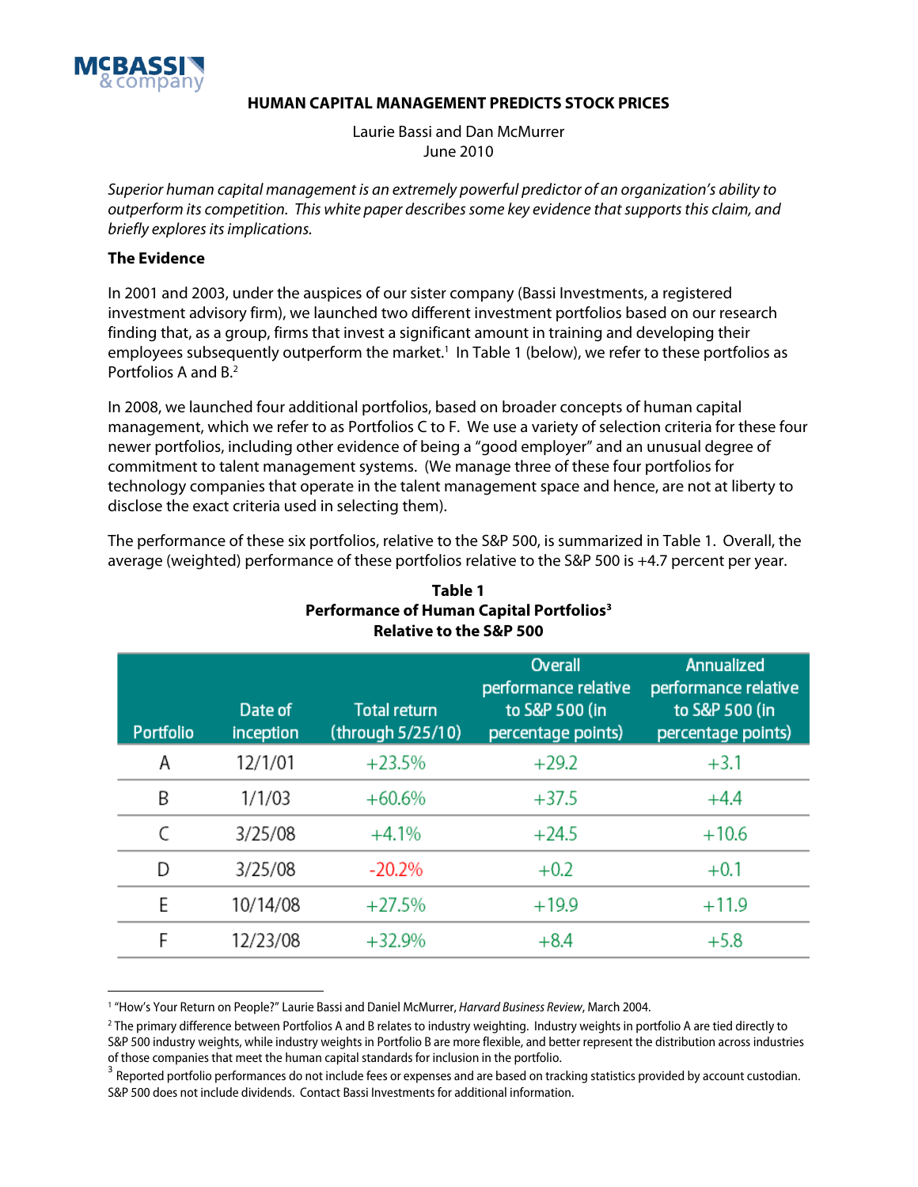McBASSI & company

# HUMAN CAPITAL MANAGEMENT PREDICTS STOCK PRICES

Laurie Bassi and Dan McMurrer
June 2010

*Superior human capital management is an extremely powerful predictor of an organization's ability to outperform its competition. This white paper describes some key evidence that supports this claim, and briefly explores its implications.*

## The Evidence

In 2001 and 2003, under the auspices of our sister company (Bassi Investments, a registered investment advisory firm), we launched two different investment portfolios based on our research finding that, as a group, firms that invest a significant amount in training and developing their employees subsequently outperform the market.[1] In Table 1 (below), we refer to these portfolios as Portfolios A and B.[2]

In 2008, we launched four additional portfolios, based on broader concepts of human capital management, which we refer to as Portfolios C to F. We use a variety of selection criteria for these four newer portfolios, including other evidence of being a "good employer" and an unusual degree of commitment to talent management systems. (We manage three of these four portfolios for technology companies that operate in the talent management space and hence, are not at liberty to disclose the exact criteria used in selecting them).

The performance of these six portfolios, relative to the S&P 500, is summarized in Table 1. Overall, the average (weighted) performance of these portfolios relative to the S&P 500 is +4.7 percent per year.

**Table 1**
**Performance of Human Capital Portfolios[3]**
**Relative to the S&P 500**

| Portfolio | Date of inception | Total return (through 5/25/10) | Overall performance relative to S&P 500 (in percentage points) | Annualized performance relative to S&P 500 (in percentage points) |
|---|---|---|---|---|
| A | 12/1/01 | +23.5% | +29.2 | +3.1 |
| B | 1/1/03 | +60.6% | +37.5 | +4.4 |
| C | 3/25/08 | +4.1% | +24.5 | +10.6 |
| D | 3/25/08 | -20.2% | +0.2 | +0.1 |
| E | 10/14/08 | +27.5% | +19.9 | +11.9 |
| F | 12/23/08 | +32.9% | +8.4 | +5.8 |

---

[1] "How's Your Return on People?" Laurie Bassi and Daniel McMurrer, *Harvard Business Review*, March 2004.

[2] The primary difference between Portfolios A and B relates to industry weighting. Industry weights in portfolio A are tied directly to S&P 500 industry weights, while industry weights in Portfolio B are more flexible, and better represent the distribution across industries of those companies that meet the human capital standards for inclusion in the portfolio.

[3] Reported portfolio performances do not include fees or expenses and are based on tracking statistics provided by account custodian. S&P 500 does not include dividends. Contact Bassi Investments for additional information.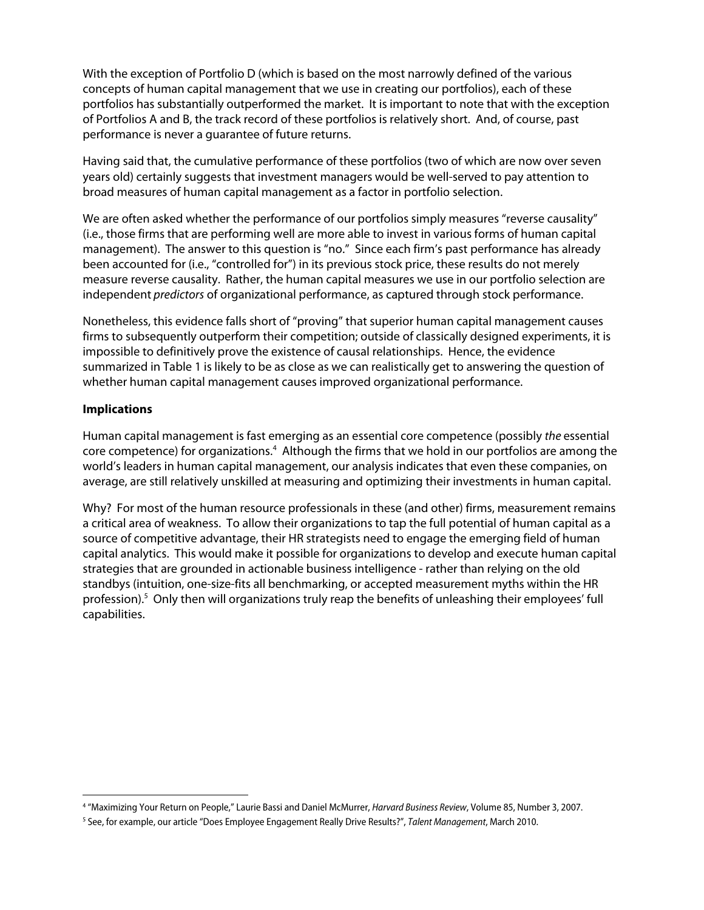With the exception of Portfolio D (which is based on the most narrowly defined of the various concepts of human capital management that we use in creating our portfolios), each of these portfolios has substantially outperformed the market. It is important to note that with the exception of Portfolios A and B, the track record of these portfolios is relatively short. And, of course, past performance is never a guarantee of future returns.

Having said that, the cumulative performance of these portfolios (two of which are now over seven years old) certainly suggests that investment managers would be well-served to pay attention to broad measures of human capital management as a factor in portfolio selection.

We are often asked whether the performance of our portfolios simply measures "reverse causality" (i.e., those firms that are performing well are more able to invest in various forms of human capital management). The answer to this question is "no." Since each firm's past performance has already been accounted for (i.e., "controlled for") in its previous stock price, these results do not merely measure reverse causality. Rather, the human capital measures we use in our portfolio selection are independent *predictors* of organizational performance, as captured through stock performance.

Nonetheless, this evidence falls short of "proving" that superior human capital management causes firms to subsequently outperform their competition; outside of classically designed experiments, it is impossible to definitively prove the existence of causal relationships. Hence, the evidence summarized in Table 1 is likely to be as close as we can realistically get to answering the question of whether human capital management causes improved organizational performance.

**Implications**

Human capital management is fast emerging as an essential core competence (possibly *the* essential core competence) for organizations.[4] Although the firms that we hold in our portfolios are among the world's leaders in human capital management, our analysis indicates that even these companies, on average, are still relatively unskilled at measuring and optimizing their investments in human capital.

Why? For most of the human resource professionals in these (and other) firms, measurement remains a critical area of weakness. To allow their organizations to tap the full potential of human capital as a source of competitive advantage, their HR strategists need to engage the emerging field of human capital analytics. This would make it possible for organizations to develop and execute human capital strategies that are grounded in actionable business intelligence - rather than relying on the old standbys (intuition, one-size-fits all benchmarking, or accepted measurement myths within the HR profession).[5] Only then will organizations truly reap the benefits of unleashing their employees' full capabilities.

---

[4] "Maximizing Your Return on People," Laurie Bassi and Daniel McMurrer, *Harvard Business Review*, Volume 85, Number 3, 2007.

[5] See, for example, our article "Does Employee Engagement Really Drive Results?", *Talent Management*, March 2010.